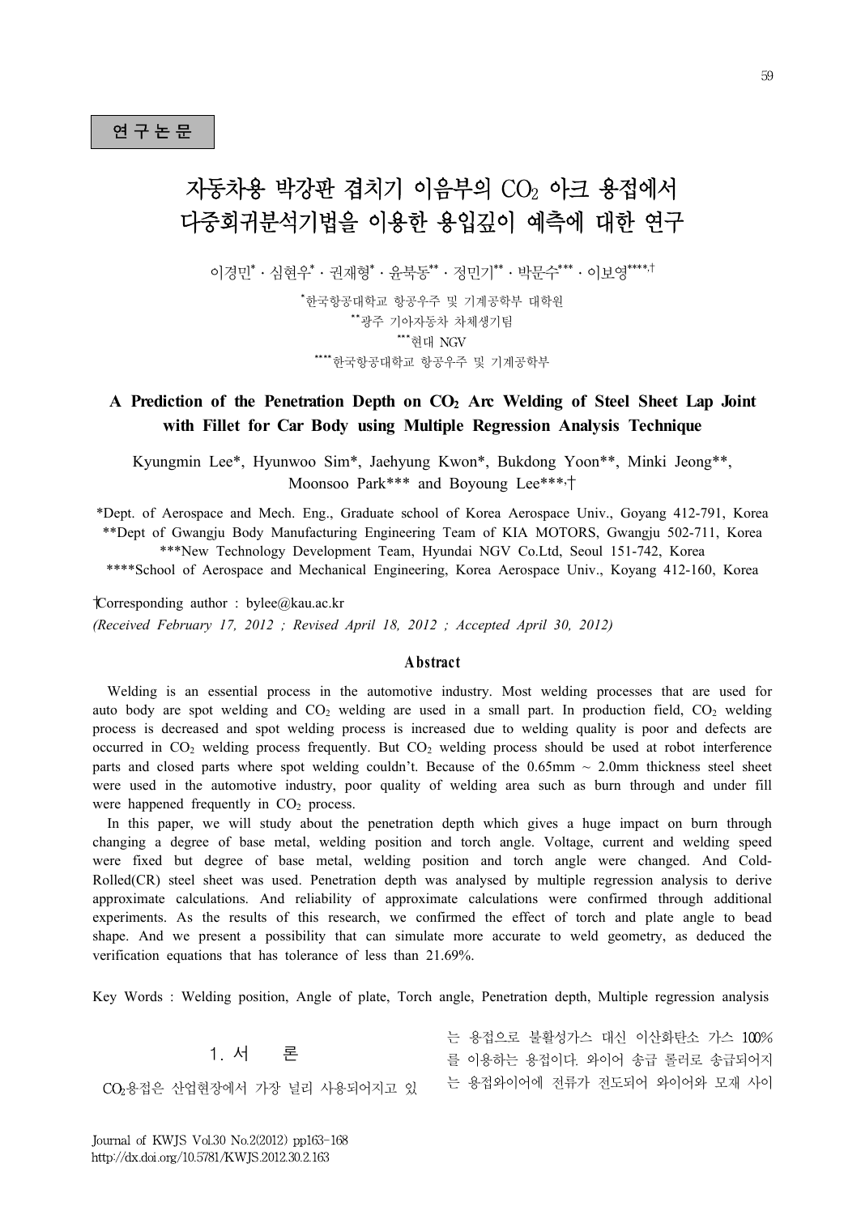연구논문

# 자동차용 박강판 겹치기 이음부의 $CO_2$ 아크 용접에서 다중회귀분석기법을 이용한 용입깊이 예측에 대한 연구

이경민* · 심현우* · 권재형* · 윤북동** · 정민기** · 박문수*** · 이보영****,†

*한국항공대학교 항공우주 및 기계공학부 대학원
**광주 기아자동차 차체생기팀
***현대 NGV
****한국항공대학교 항공우주 및 기계공학부

## A Prediction of the Penetration Depth on $CO_2$ Arc Welding of Steel Sheet Lap Joint with Fillet for Car Body using Multiple Regression Analysis Technique

Kyungmin Lee*, Hyunwoo Sim*, Jaehyung Kwon*, Bukdong Yoon**, Minki Jeong**, Moonsoo Park*** and Boyoung Lee***,†

*Dept. of Aerospace and Mech. Eng., Graduate school of Korea Aerospace Univ., Goyang 412-791, Korea
**Dept of Gwangju Body Manufacturing Engineering Team of KIA MOTORS, Gwangju 502-711, Korea
***New Technology Development Team, Hyundai NGV Co.Ltd, Seoul 151-742, Korea
****School of Aerospace and Mechanical Engineering, Korea Aerospace Univ., Koyang 412-160, Korea

†Corresponding author : bylee@kau.ac.kr

*(Received February 17, 2012 ; Revised April 18, 2012 ; Accepted April 30, 2012)*

### Abstract

Welding is an essential process in the automotive industry. Most welding processes that are used for auto body are spot welding and $CO_2$ welding are used in a small part. In production field, $CO_2$ welding process is decreased and spot welding process is increased due to welding quality is poor and defects are occurred in $CO_2$ welding process frequently. But $CO_2$ welding process should be used at robot interference parts and closed parts where spot welding couldn't. Because of the 0.65mm ~ 2.0mm thickness steel sheet were used in the automotive industry, poor quality of welding area such as burn through and under fill were happened frequently in $CO_2$ process.

In this paper, we will study about the penetration depth which gives a huge impact on burn through changing a degree of base metal, welding position and torch angle. Voltage, current and welding speed were fixed but degree of base metal, welding position and torch angle were changed. And Cold-Rolled(CR) steel sheet was used. Penetration depth was analysed by multiple regression analysis to derive approximate calculations. And reliability of approximate calculations were confirmed through additional experiments. As the results of this research, we confirmed the effect of torch and plate angle to bead shape. And we present a possibility that can simulate more accurate to weld geometry, as deduced the verification equations that has tolerance of less than 21.69%.

Key Words : Welding position, Angle of plate, Torch angle, Penetration depth, Multiple regression analysis

## 1. 서　　론

$CO_2$용접은 산업현장에서 가장 널리 사용되어지고 있는 용접으로 불활성가스 대신 이산화탄소 가스 100%를 이용하는 용접이다. 와이어 송급 롤러로 송급되어지는 용접와이어에 전류가 전도되어 와이어와 모재 사이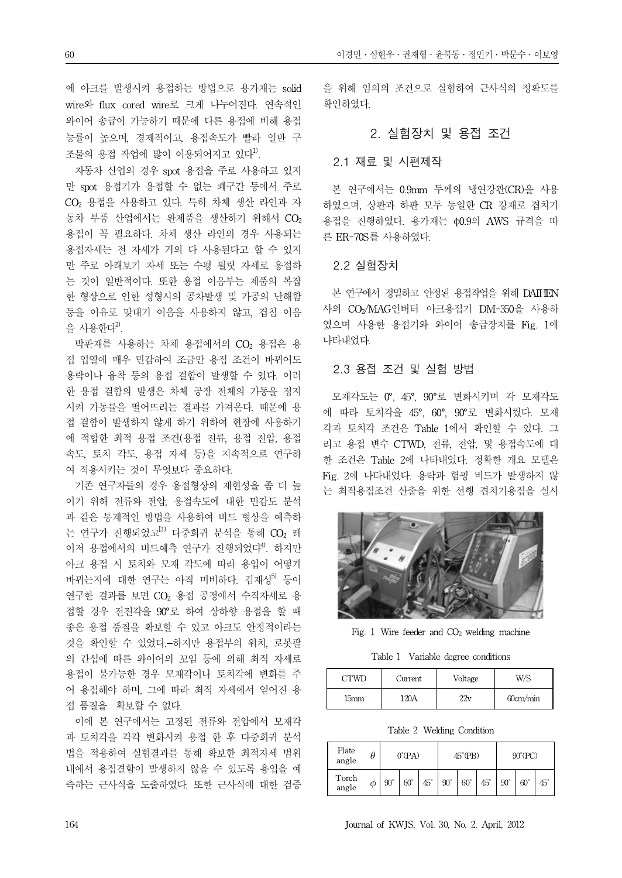에 아크를 발생시켜 용접하는 방법으로 용가재는 solid wire와 flux cored wire로 크게 나누어진다. 연속적인 와이어 송급이 가능하기 때문에 다른 용접에 비해 용접 능률이 높으며, 경제적이고, 용접속도가 빨라 일반 구조물의 용접 작업에 많이 이용되어지고 있다[1].

자동차 산업의 경우 spot 용접을 주로 사용하고 있지만 spot 용접기가 용접할 수 없는 폐구간 등에서 주로 $CO_2$ 용접을 사용하고 있다. 특히 차체 생산 라인과 자동차 부품 산업에서는 완제품을 생산하기 위해서 $CO_2$ 용접이 꼭 필요하다. 차체 생산 라인의 경우 사용되는 용접자세는 전 자세가 거의 다 사용된다고 할 수 있지만 주로 아래보기 자세 또는 수평 필릿 자세로 용접하는 것이 일반적이다. 또한 용접 이음부는 제품의 복잡한 형상으로 인한 성형시의 공차발생 및 가공의 난해함 등을 이유로 맞대기 이음을 사용하지 않고, 겹침 이음을 사용한다[2].

박판재를 사용하는 차체 용접에서의 $CO_2$ 용접은 용접 입열에 매우 민감하여 조금만 용접 조건이 바뀌어도 용락이나 융착 등의 용접 결함이 발생할 수 있다. 이러한 용접 결함의 발생은 차체 공장 전체의 가동을 정지시켜 가동률을 떨어뜨리는 결과를 가져온다. 때문에 용접 결함이 발생하지 않게 하기 위하여 현장에 사용하기에 적합한 최적 용접 조건(용접 전류, 용접 전압, 용접속도, 토치 각도, 용접 자세 등)을 지속적으로 연구하여 적용시키는 것이 무엇보다 중요하다.

기존 연구자들의 경우 용접형상의 재현성을 좀 더 높이기 위해 전류와 전압, 용접속도에 대한 민감도 분석과 같은 통계적인 방법을 사용하여 비드 형상을 예측하는 연구가 진행되었고[3] 다중회귀 분석을 통해 $CO_2$ 레이저 용접에서의 비드예측 연구가 진행되었다[4]. 하지만 아크 용접 시 토치와 모재 각도에 따라 용입이 어떻게 바뀌는지에 대한 연구는 아직 미비하다. 김재성[5] 등이 연구한 결과를 보면 $CO_2$ 용접 공정에서 수직자세로 용접할 경우 전진각을 90°로 하여 상하향 용접을 할 때 좋은 용접 품질을 확보할 수 있고 아크도 안정적이라는 것을 확인할 수 있었다. 하지만 용접부의 위치, 로봇팔의 간섭에 따른 와이어의 꼬임 등에 의해 최적 자세로 용접이 불가능한 경우 모재각이나 토치각에 변화를 주어 용접해야 하며, 그에 따라 최적 자세에서 얻어진 용접 품질을 확보할 수 없다.

이에 본 연구에서는 고정된 전류와 전압에서 모재각과 토치각을 각각 변화시켜 용접 한 후 다중회귀 분석법을 적용하여 실험결과를 통해 확보한 최적자세 범위 내에서 용접결함이 발생하지 않을 수 있도록 용입을 예측하는 근사식을 도출하였다. 또한 근사식에 대한 검증을 위해 임의의 조건으로 실험하여 근사식의 정확도를 확인하였다.

## 2. 실험장치 및 용접 조건

### 2.1 재료 및 시편제작

본 연구에서는 0.9mm 두께의 냉연강판(CR)을 사용하였으며, 상판과 하판 모두 동일한 CR 강재로 겹치기 용접을 진행하였다. 용가재는 ϕ0.9의 AWS 규격을 따른 ER-70S를 사용하였다.

### 2.2 실험장치

본 연구에서 정밀하고 안정된 용접작업을 위해 DAIHEN 사의 $CO_2$/MAG인버터 아크용접기 DM-350을 사용하였으며 사용한 용접기와 와이어 송급장치를 Fig. 1에 나타내었다.

### 2.3 용접 조건 및 실험 방법

모재각도는 0°, 45°, 90°로 변화시키며 각 모재각도에 따라 토치각을 45°, 60°, 90°로 변화시켰다. 모재각과 토치각 조건은 Table 1에서 확인할 수 있다. 그리고 용접 변수 CTWD, 전류, 전압, 및 용접속도에 대한 조건은 Table 2에 나타내었다. 정확한 개요 모델은 Fig. 2에 나타내었다. 용락과 험핑 비드가 발생하지 않는 최적용접조건 산출을 위한 선행 겹치기용접을 실시

Fig. 1 Wire feeder and $CO_2$ welding machine

Table 1 Variable degree conditions

| CTWD | Current | Voltage | W/S |
|---|---|---|---|
| 15mm | 120A | 22v | 60cm/min |

Table 2 Welding Condition

| Plate angle | $\theta$ | 0°(PA) | | | 45°(PB) | | | 90°(PC) | | |
|---|---|---|---|---|---|---|---|---|---|---|
| Torch angle | $\phi$ | 90° | 60° | 45° | 90° | 60° | 45° | 90° | 60° | 45° |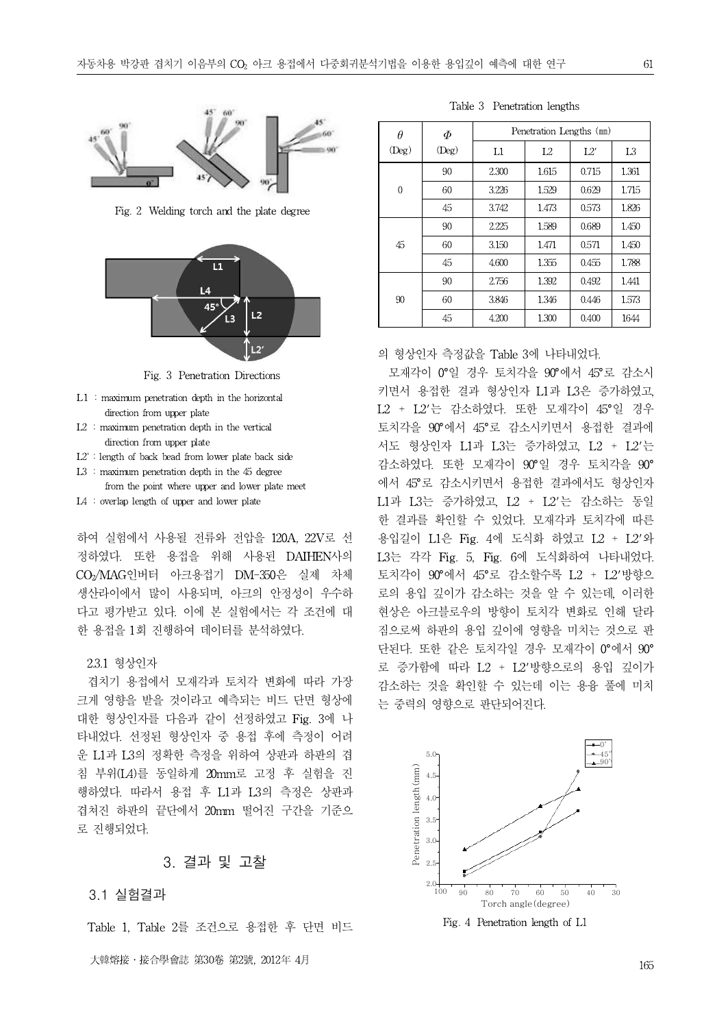Fig. 2 Welding torch and the plate degree

Fig. 3 Penetration Directions

- L1 : maximum penetration depth in the horizontal direction from upper plate
- L2 : maximum penetration depth in the vertical direction from upper plate
- L2' : length of back bead from lower plate back side
- L3 : maximum penetration depth in the 45 degree from the point where upper and lower plate meet
- L4 : overlap length of upper and lower plate

하여 실험에서 사용될 전류와 전압을 120A, 22V로 선정하였다. 또한 용접을 위해 사용된 DAIHEN사의 $CO_2$/MAG인버터 아크용접기 DM-350은 실제 차체 생산라인에서 많이 사용되며, 아크의 안정성이 우수하다고 평가받고 있다. 이에 본 실험에서는 각 조건에 대한 용접을 1회 진행하여 데이터를 분석하였다.

### 2.3.1 형상인자

겹치기 용접에서 모재각과 토치각 변화에 따라 가장 크게 영향을 받을 것이라고 예측되는 비드 단면 형상에 대한 형상인자를 다음과 같이 선정하였고 Fig. 3에 나타내었다. 선정된 형상인자 중 용접 후에 측정이 어려운 L1과 L3의 정확한 측정을 위하여 상판과 하판의 겹침 부위(L4)를 동일하게 20mm로 고정 후 실험을 진행하였다. 따라서 용접 후 L1과 L3의 측정은 상판과 겹쳐진 하판의 끝단에서 20mm 떨어진 구간을 기준으로 진행되었다.

## 3. 결과 및 고찰

### 3.1 실험결과

Table 1, Table 2를 조건으로 용접한 후 단면 비드의 형상인자 측정값을 Table 3에 나타내었다.

Table 3 Penetration lengths

| $\theta$ (Deg) | $\Phi$ (Deg) | Penetration Lengths (mm) | | | |
|---|---|---|---|---|---|
| | | L1 | L2 | L2' | L3 |
| 0 | 90 | 2.300 | 1.615 | 0.715 | 1.361 |
| | 60 | 3.226 | 1.529 | 0.629 | 1.715 |
| | 45 | 3.742 | 1.473 | 0.573 | 1.826 |
| 45 | 90 | 2.225 | 1.589 | 0.689 | 1.450 |
| | 60 | 3.150 | 1.471 | 0.571 | 1.450 |
| | 45 | 4.600 | 1.355 | 0.455 | 1.788 |
| 90 | 90 | 2.756 | 1.392 | 0.492 | 1.441 |
| | 60 | 3.846 | 1.346 | 0.446 | 1.573 |
| | 45 | 4.200 | 1.300 | 0.400 | 1644 |

모재각이 0°일 경우 토치각을 90°에서 45°로 감소시키면서 용접한 결과 형상인자 L1과 L3은 증가하였고, L2 + L2'는 감소하였다. 또한 모재각이 45°일 경우 토치각을 90°에서 45°로 감소시키면서 용접한 결과에서도 형상인자 L1과 L3는 증가하였고, L2 + L2'는 감소하였다. 또한 모재각이 90°일 경우 토치각을 90°에서 45°로 감소시키면서 용접한 결과에서도 형상인자 L1과 L3는 증가하였고, L2 + L2'는 감소하는 동일한 결과를 확인할 수 있었다. 모재각과 토치각에 따른 용입길이 L1은 Fig. 4에 도식화 하였고 L2 + L2'와 L3는 각각 Fig. 5, Fig. 6에 도식화하여 나타내었다. 토치각이 90°에서 45°로 감소할수록 L2 + L2'방향으로의 용입 깊이가 감소하는 것을 알 수 있는데, 이러한 현상은 아크블로우의 방향이 토치각 변화로 인해 달라짐으로써 하판의 용입 깊이에 영향을 미치는 것으로 판단된다. 또한 같은 토치각일 경우 모재각이 0°에서 90°로 증가함에 따라 L2 + L2'방향으로의 용입 깊이가 감소하는 것을 확인할 수 있는데 이는 용융 풀에 미치는 중력의 영향으로 판단되어진다.

Fig. 4 Penetration length of L1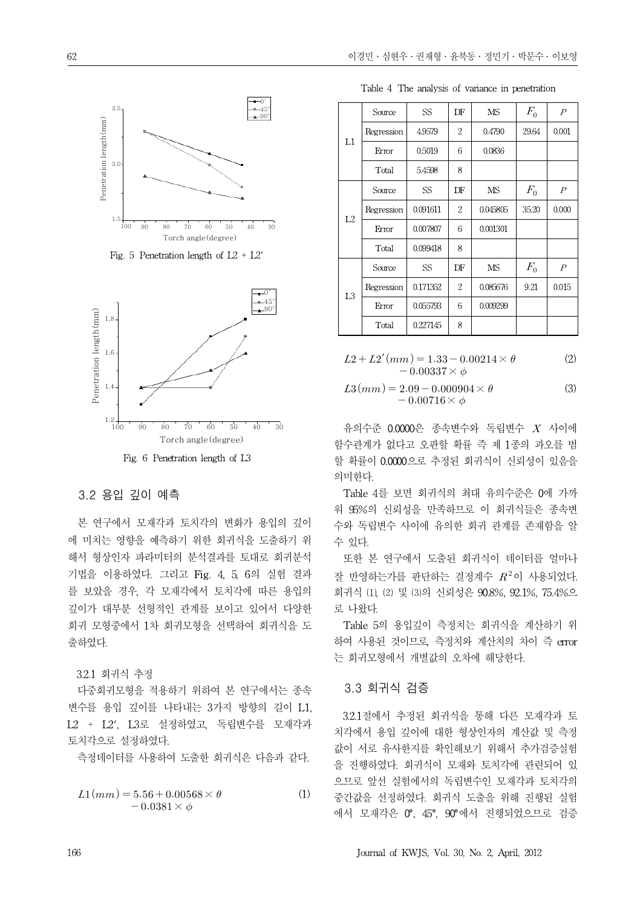Fig. 5 Penetration length of L2 + L2′

Fig. 6 Penetration length of L3

### 3.2 용입 깊이 예측

본 연구에서 모재각과 토치각의 변화가 용입의 깊이에 미치는 영향을 예측하기 위한 회귀식을 도출하기 위해서 형상인자 파라미터의 분석결과를 토대로 회귀분석 기법을 이용하였다. 그리고 Fig. 4, 5, 6의 실험 결과를 보았을 경우, 각 모재각에서 토치각에 따른 용입의 깊이가 대부분 선형적인 관계를 보이고 있어서 다양한 회귀 모형중에서 1차 회귀모형을 선택하여 회귀식을 도출하였다.

#### 3.2.1 회귀식 추정

다중회귀모형을 적용하기 위하여 본 연구에서는 종속변수를 용입 깊이를 나타내는 3가지 방향의 길이 L1, L2 + L2′, L3로 설정하였고, 독립변수를 모재각과 토치각으로 설정하였다.

측정데이터를 사용하여 도출한 회귀식은 다음과 같다.

$$L1(mm) = 5.56 + 0.00568 \times \theta - 0.0381 \times \phi \tag{1}$$

Table 4 The analysis of variance in penetration

| | Source | SS | DF | MS | $F_0$ | $P$ |
|---|---|---|---|---|---|---|
| L1 | Regression | 4.9579 | 2 | 0.4790 | 29.64 | 0.001 |
| | Error | 0.5019 | 6 | 0.0836 | | |
| | Total | 5.4598 | 8 | | | |
| L2 | Source | SS | DF | MS | $F_0$ | $P$ |
| | Regression | 0.091611 | 2 | 0.045805 | 35.20 | 0.000 |
| | Error | 0.007807 | 6 | 0.001301 | | |
| | Total | 0.099418 | 8 | | | |
| L3 | Source | SS | DF | MS | $F_0$ | $P$ |
| | Regression | 0.171352 | 2 | 0.085676 | 9.21 | 0.015 |
| | Error | 0.055793 | 6 | 0.009299 | | |
| | Total | 0.227145 | 8 | | | |

$$L2 + L2'(mm) = 1.33 - 0.00214 \times \theta - 0.00337 \times \phi \tag{2}$$

$$L3(mm) = 2.09 - 0.000904 \times \theta - 0.00716 \times \phi \tag{3}$$

유의수준 0.0000은 종속변수와 독립변수 $X$ 사이에 함수관계가 없다고 오판할 확률 즉 제 1종의 과오를 범할 확률이 0.0000으로 추정된 회귀식이 신뢰성이 있음을 의미한다.

Table 4를 보면 회귀식의 최대 유의수준은 0에 가까워 95%의 신뢰성을 만족하므로 이 회귀식들은 종속변수와 독립변수 사이에 유의한 회귀 관계를 존재함을 알 수 있다.

또한 본 연구에서 도출된 회귀식이 데이터를 얼마나 잘 반영하는가를 판단하는 결정계수 $R^2$이 사용되었다. 회귀식 (1), (2) 및 (3)의 신뢰성은 90.8%, 92.1%, 75.4%으로 나왔다.

Table 5의 용입깊이 측정치는 회귀식을 계산하기 위하여 사용된 것이므로, 측정치와 계산치의 차이 즉 error는 회귀모형에서 개별값의 오차에 해당한다.

### 3.3 회귀식 검증

3.2.1절에서 추정된 회귀식을 통해 다른 모재각과 토치각에서 용입 깊이에 대한 형상인자의 계산값 및 측정값이 서로 유사한지를 확인해보기 위해서 추가검증실험을 진행하였다. 회귀식이 모재와 토치각에 관련되어 있으므로 앞선 실험에서의 독립변수인 모재각과 토치각의 중간값을 선정하였다. 회귀식 도출을 위해 진행된 실험에서 모재각은 0°, 45°, 90°에서 진행되었으므로 검증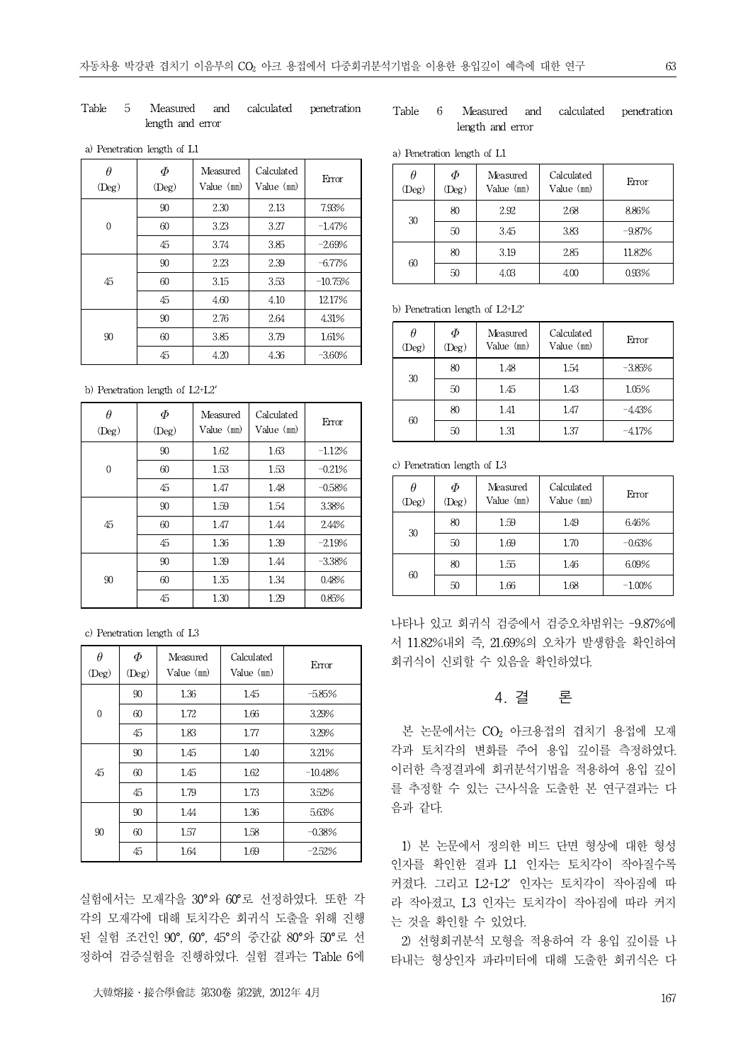Table 5 Measured and calculated penetration length and error

a) Penetration length of L1

| θ (Deg) | Φ (Deg) | Measured Value (㎜) | Calculated Value (㎜) | Error |
|---|---|---|---|---|
| 0 | 90 | 2.30 | 2.13 | 7.93% |
| | 60 | 3.23 | 3.27 | -1.47% |
| | 45 | 3.74 | 3.85 | -2.69% |
| 45 | 90 | 2.23 | 2.39 | -6.77% |
| | 60 | 3.15 | 3.53 | -10.75% |
| | 45 | 4.60 | 4.10 | 12.17% |
| 90 | 90 | 2.76 | 2.64 | 4.31% |
| | 60 | 3.85 | 3.79 | 1.61% |
| | 45 | 4.20 | 4.36 | -3.60% |

b) Penetration length of L2+L2′

| θ (Deg) | Φ (Deg) | Measured Value (㎜) | Calculated Value (㎜) | Error |
|---|---|---|---|---|
| 0 | 90 | 1.62 | 1.63 | -1.12% |
| | 60 | 1.53 | 1.53 | -0.21% |
| | 45 | 1.47 | 1.48 | -0.58% |
| 45 | 90 | 1.59 | 1.54 | 3.38% |
| | 60 | 1.47 | 1.44 | 2.44% |
| | 45 | 1.36 | 1.39 | -2.19% |
| 90 | 90 | 1.39 | 1.44 | -3.38% |
| | 60 | 1.35 | 1.34 | 0.48% |
| | 45 | 1.30 | 1.29 | 0.85% |

c) Penetration length of L3

| θ (Deg) | Φ (Deg) | Measured Value (㎜) | Calculated Value (㎜) | Error |
|---|---|---|---|---|
| 0 | 90 | 1.36 | 1.45 | -5.85% |
| | 60 | 1.72 | 1.66 | 3.29% |
| | 45 | 1.83 | 1.77 | 3.29% |
| 45 | 90 | 1.45 | 1.40 | 3.21% |
| | 60 | 1.45 | 1.62 | -10.48% |
| | 45 | 1.79 | 1.73 | 3.52% |
| 90 | 90 | 1.44 | 1.36 | 5.63% |
| | 60 | 1.57 | 1.58 | -0.38% |
| | 45 | 1.64 | 1.69 | -2.52% |

실험에서는 모재각을 30°와 60°로 선정하였다. 또한 각각의 모재각에 대해 토치각은 회귀식 도출을 위해 진행된 실험 조건인 90°, 60°, 45°의 중간값 80°와 50°로 선정하여 검증실험을 진행하였다. 실험 결과는 Table 6에 나타나 있고 회귀식 검증에서 검증오차범위는 -9.87%에서 11.82%내외 즉, 21.69%의 오차가 발생함을 확인하여 회귀식이 신뢰할 수 있음을 확인하였다.

Table 6 Measured and calculated penetration length and error

a) Penetration length of L1

| θ (Deg) | Φ (Deg) | Measured Value (㎜) | Calculated Value (㎜) | Error |
|---|---|---|---|---|
| 30 | 80 | 2.92 | 2.68 | 8.86% |
| | 50 | 3.45 | 3.83 | -9.87% |
| 60 | 80 | 3.19 | 2.85 | 11.82% |
| | 50 | 4.03 | 4.00 | 0.93% |

b) Penetration length of L2+L2′

| θ (Deg) | Φ (Deg) | Measured Value (㎜) | Calculated Value (㎜) | Error |
|---|---|---|---|---|
| 30 | 80 | 1.48 | 1.54 | -3.85% |
| | 50 | 1.45 | 1.43 | 1.05% |
| 60 | 80 | 1.41 | 1.47 | -4.43% |
| | 50 | 1.31 | 1.37 | -4.17% |

c) Penetration length of L3

| θ (Deg) | Φ (Deg) | Measured Value (㎜) | Calculated Value (㎜) | Error |
|---|---|---|---|---|
| 30 | 80 | 1.59 | 1.49 | 6.46% |
| | 50 | 1.69 | 1.70 | -0.63% |
| 60 | 80 | 1.55 | 1.46 | 6.09% |
| | 50 | 1.66 | 1.68 | -1.00% |

## 4. 결 론

본 논문에서는 $CO_2$ 아크용접의 겹치기 용접에 모재각과 토치각의 변화를 주어 용입 깊이를 측정하였다. 이러한 측정결과에 회귀분석기법을 적용하여 용입 깊이를 추정할 수 있는 근사식을 도출한 본 연구결과는 다음과 같다.

1) 본 논문에서 정의한 비드 단면 형상에 대한 형성인자를 확인한 결과 L1 인자는 토치각이 작아질수록 커졌다. 그리고 L2+L2′ 인자는 토치각이 작아짐에 따라 작아졌고, L3 인자는 토치각이 작아짐에 따라 커지는 것을 확인할 수 있었다.

2) 선형회귀분석 모형을 적용하여 각 용입 깊이를 나타내는 형상인자 파라미터에 대해 도출한 회귀식은 다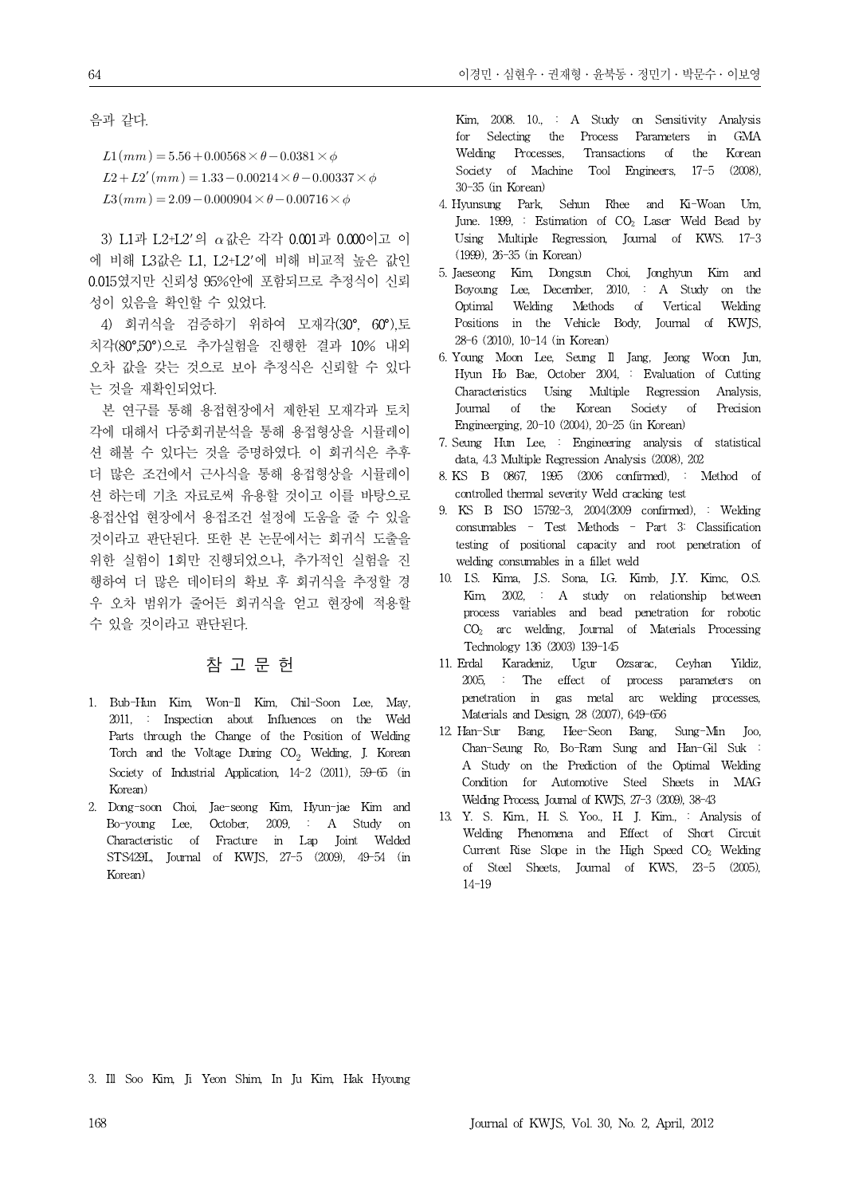음과 같다.

$$L1(mm) = 5.56 + 0.00568 \times \theta - 0.0381 \times \phi$$

$$L2 + L2'(mm) = 1.33 - 0.00214 \times \theta - 0.00337 \times \phi$$

$$L3(mm) = 2.09 - 0.000904 \times \theta - 0.00716 \times \phi$$

3) L1과 L2+L2′의 $\alpha$값은 각각 0.001과 0.000이고 이에 비해 L3값은 L1, L2+L2′에 비해 비교적 높은 값인 0.015였지만 신뢰성 95%안에 포함되므로 추정식이 신뢰성이 있음을 확인할 수 있었다.

4) 회귀식을 검증하기 위하여 모재각(30°, 60°),토치각(80°,50°)으로 추가실험을 진행한 결과 10% 내외 오차 값을 갖는 것으로 보아 추정식은 신뢰할 수 있다는 것을 재확인되었다.

본 연구를 통해 용접현장에서 제한된 모재각과 토치각에 대해서 다중회귀분석을 통해 용접형상을 시뮬레이션 해볼 수 있다는 것을 증명하였다. 이 회귀식은 추후 더 많은 조건에서 근사식을 통해 용접형상을 시뮬레이션 하는데 기초 자료로써 유용할 것이고 이를 바탕으로 용접산업 현장에서 용접조건 설정에 도움을 줄 수 있을 것이라고 판단된다. 또한 본 논문에서는 회귀식 도출을 위한 실험이 1회만 진행되었으나, 추가적인 실험을 진행하여 더 많은 데이터의 확보 후 회귀식을 추정할 경우 오차 범위가 줄어든 회귀식을 얻고 현장에 적용할 수 있을 것이라고 판단된다.

## 참 고 문 헌

1. Bub-Hun Kim, Won-Il Kim, Chil-Soon Lee, May, 2011, : Inspection about Influences on the Weld Parts through the Change of the Position of Welding Torch and the Voltage During $CO_2$ Welding, J. Korean Society of Industrial Application, 14-2 (2011), 59-65 (in Korean)
2. Dong-soon Choi, Jae-seong Kim, Hyun-jae Kim and Bo-young Lee, October, 2009, : A Study on Characteristic of Fracture in Lap Joint Welded STS429L, Journal of KWJS, 27-5 (2009), 49-54 (in Korean)
3. Ill Soo Kim, Ji Yeon Shim, In Ju Kim, Hak Hyoung Kim, 2008. 10., : A Study on Sensitivity Analysis for Selecting the Process Parameters in GMA Welding Processes, Transactions of the Korean Society of Machine Tool Engineers, 17-5 (2008), 30-35 (in Korean)
4. Hyunsung Park, Sehun Rhee and Ki-Woan Um, June. 1999, : Estimation of $CO_2$ Laser Weld Bead by Using Multiple Regression, Journal of KWS. 17-3 (1999), 26-35 (in Korean)
5. Jaeseong Kim, Dongsun Choi, Jonghyun Kim and Boyoung Lee, December, 2010, : A Study on the Optimal Welding Methods of Vertical Welding Positions in the Vehicle Body, Journal of KWJS, 28-6 (2010), 10-14 (in Korean)
6. Young Moon Lee, Seung Il Jang, Jeong Woon Jun, Hyun Ho Bae, October 2004, : Evaluation of Cutting Characteristics Using Multiple Regression Analysis, Journal of the Korean Society of Precision Engineerging, 20-10 (2004), 20-25 (in Korean)
7. Seung Hun Lee, : Engineering analysis of statistical data, 4.3 Multiple Regression Analysis (2008), 202
8. KS B 0867, 1995 (2006 confirmed), : Method of controlled thermal severity Weld cracking test
9. KS B ISO 15792-3, 2004(2009 confirmed), : Welding consumables – Test Methods – Part 3: Classification testing of positional capacity and root penetration of welding consumables in a fillet weld
10. I.S. Kima, J.S. Sona, I.G. Kimb, J.Y. Kimc, O.S. Kim, 2002, : A study on relationship between process variables and bead penetration for robotic $CO_2$ arc welding, Journal of Materials Processing Technology 136 (2003) 139-145
11. Erdal Karadeniz, Ugur Ozsarac, Ceyhan Yildiz, 2005, : The effect of process parameters on penetration in gas metal arc welding processes, Materials and Design, 28 (2007), 649-656
12. Han-Sur Bang, Hee-Seon Bang, Sung-Min Joo, Chan-Seung Ro, Bo-Ram Sung and Han-Gil Suk : A Study on the Prediction of the Optimal Welding Condition for Automotive Steel Sheets in MAG Welding Process, Journal of KWJS, 27-3 (2009), 38-43
13. Y. S. Kim., H. S. Yoo., H. J. Kim., : Analysis of Welding Phenomena and Effect of Short Circuit Current Rise Slope in the High Speed $CO_2$ Welding of Steel Sheets, Journal of KWS, 23-5 (2005), 14-19